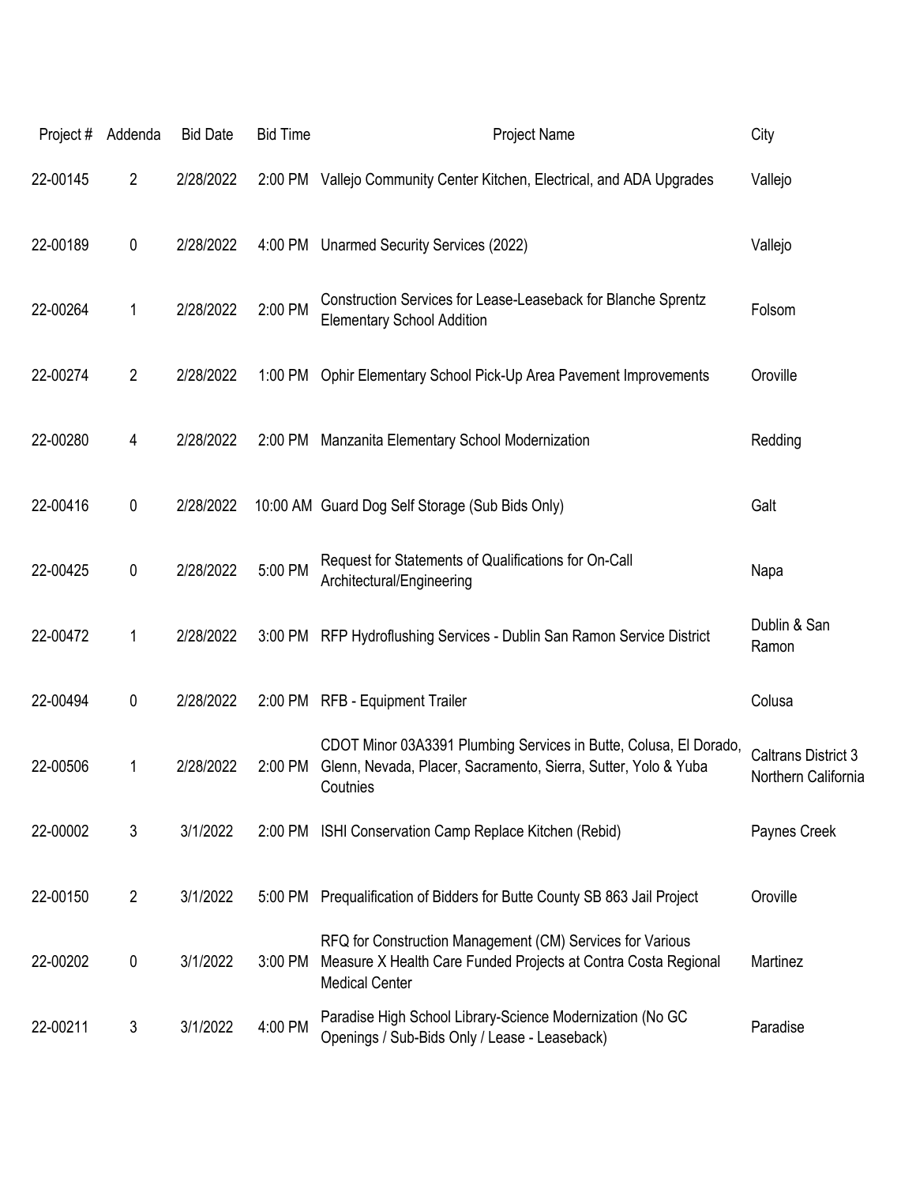| Project # | Addenda | Bid Date | Bid Time | Project Name | City |
|---|---|---|---|---|---|
| 22-00145 | 2 | 2/28/2022 | 2:00 PM | Vallejo Community Center Kitchen, Electrical, and ADA Upgrades | Vallejo |
| 22-00189 | 0 | 2/28/2022 | 4:00 PM | Unarmed Security Services (2022) | Vallejo |
| 22-00264 | 1 | 2/28/2022 | 2:00 PM | Construction Services for Lease-Leaseback for Blanche Sprentz Elementary School Addition | Folsom |
| 22-00274 | 2 | 2/28/2022 | 1:00 PM | Ophir Elementary School Pick-Up Area Pavement Improvements | Oroville |
| 22-00280 | 4 | 2/28/2022 | 2:00 PM | Manzanita Elementary School Modernization | Redding |
| 22-00416 | 0 | 2/28/2022 | 10:00 AM | Guard Dog Self Storage (Sub Bids Only) | Galt |
| 22-00425 | 0 | 2/28/2022 | 5:00 PM | Request for Statements of Qualifications for On-Call Architectural/Engineering | Napa |
| 22-00472 | 1 | 2/28/2022 | 3:00 PM | RFP Hydroflushing Services - Dublin San Ramon Service District | Dublin & San Ramon |
| 22-00494 | 0 | 2/28/2022 | 2:00 PM | RFB - Equipment Trailer | Colusa |
| 22-00506 | 1 | 2/28/2022 | 2:00 PM | CDOT Minor 03A3391 Plumbing Services in Butte, Colusa, El Dorado, Glenn, Nevada, Placer, Sacramento, Sierra, Sutter, Yolo & Yuba Coutnies | Caltrans District 3 Northern California |
| 22-00002 | 3 | 3/1/2022 | 2:00 PM | ISHI Conservation Camp Replace Kitchen (Rebid) | Paynes Creek |
| 22-00150 | 2 | 3/1/2022 | 5:00 PM | Prequalification of Bidders for Butte County SB 863 Jail Project | Oroville |
| 22-00202 | 0 | 3/1/2022 | 3:00 PM | RFQ for Construction Management (CM) Services for Various Measure X Health Care Funded Projects at Contra Costa Regional Medical Center | Martinez |
| 22-00211 | 3 | 3/1/2022 | 4:00 PM | Paradise High School Library-Science Modernization (No GC Openings / Sub-Bids Only / Lease - Leaseback) | Paradise |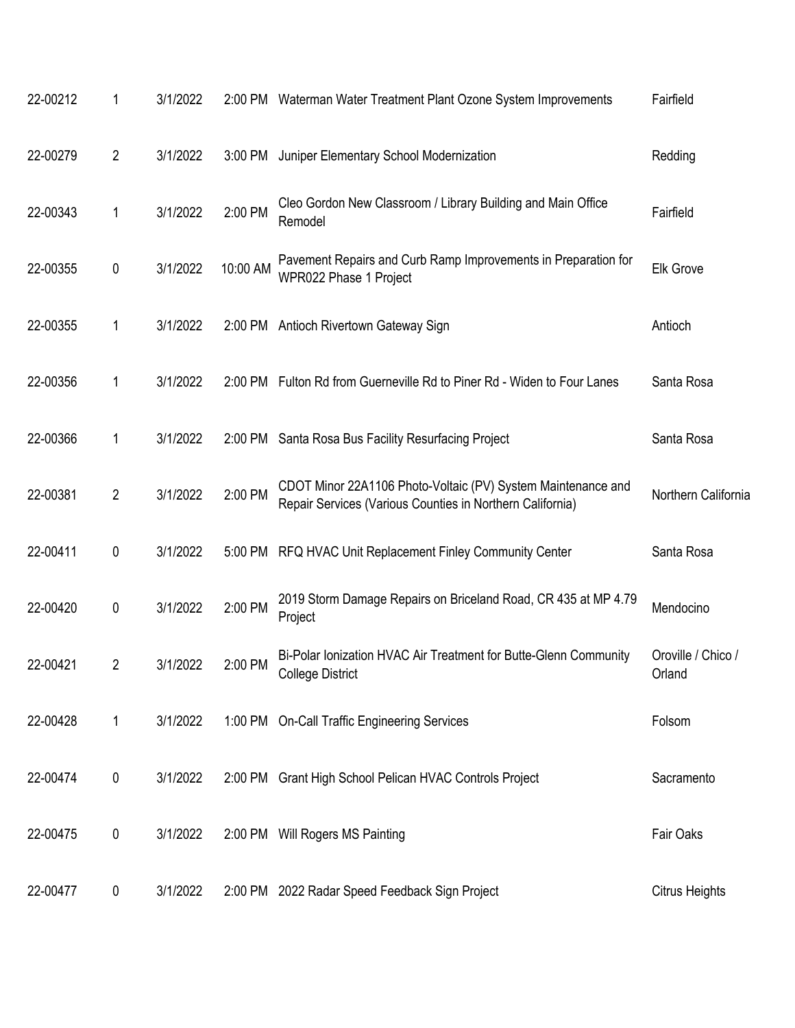| | | | | | |
|---|---|---|---|---|---|
| 22-00212 | 1 | 3/1/2022 | 2:00 PM | Waterman Water Treatment Plant Ozone System Improvements | Fairfield |
| 22-00279 | 2 | 3/1/2022 | 3:00 PM | Juniper Elementary School Modernization | Redding |
| 22-00343 | 1 | 3/1/2022 | 2:00 PM | Cleo Gordon New Classroom / Library Building and Main Office Remodel | Fairfield |
| 22-00355 | 0 | 3/1/2022 | 10:00 AM | Pavement Repairs and Curb Ramp Improvements in Preparation for WPR022 Phase 1 Project | Elk Grove |
| 22-00355 | 1 | 3/1/2022 | 2:00 PM | Antioch Rivertown Gateway Sign | Antioch |
| 22-00356 | 1 | 3/1/2022 | 2:00 PM | Fulton Rd from Guerneville Rd to Piner Rd - Widen to Four Lanes | Santa Rosa |
| 22-00366 | 1 | 3/1/2022 | 2:00 PM | Santa Rosa Bus Facility Resurfacing Project | Santa Rosa |
| 22-00381 | 2 | 3/1/2022 | 2:00 PM | CDOT Minor 22A1106 Photo-Voltaic (PV) System Maintenance and Repair Services (Various Counties in Northern California) | Northern California |
| 22-00411 | 0 | 3/1/2022 | 5:00 PM | RFQ HVAC Unit Replacement Finley Community Center | Santa Rosa |
| 22-00420 | 0 | 3/1/2022 | 2:00 PM | 2019 Storm Damage Repairs on Briceland Road, CR 435 at MP 4.79 Project | Mendocino |
| 22-00421 | 2 | 3/1/2022 | 2:00 PM | Bi-Polar Ionization HVAC Air Treatment for Butte-Glenn Community College District | Oroville / Chico / Orland |
| 22-00428 | 1 | 3/1/2022 | 1:00 PM | On-Call Traffic Engineering Services | Folsom |
| 22-00474 | 0 | 3/1/2022 | 2:00 PM | Grant High School Pelican HVAC Controls Project | Sacramento |
| 22-00475 | 0 | 3/1/2022 | 2:00 PM | Will Rogers MS Painting | Fair Oaks |
| 22-00477 | 0 | 3/1/2022 | 2:00 PM | 2022 Radar Speed Feedback Sign Project | Citrus Heights |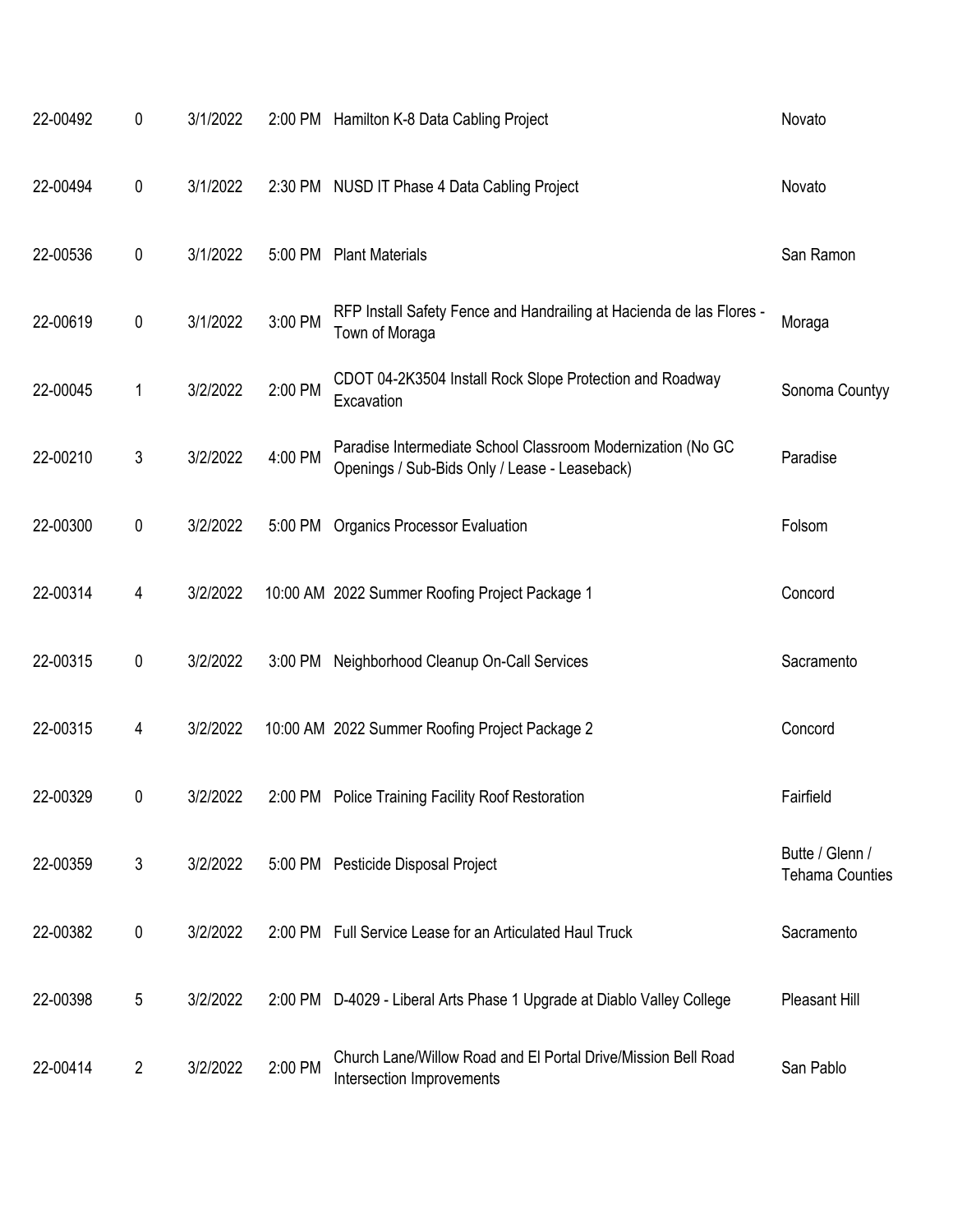| | | | | | |
|---|---|---|---|---|---|
| 22-00492 | 0 | 3/1/2022 | 2:00 PM | Hamilton K-8 Data Cabling Project | Novato |
| 22-00494 | 0 | 3/1/2022 | 2:30 PM | NUSD IT Phase 4 Data Cabling Project | Novato |
| 22-00536 | 0 | 3/1/2022 | 5:00 PM | Plant Materials | San Ramon |
| 22-00619 | 0 | 3/1/2022 | 3:00 PM | RFP Install Safety Fence and Handrailing at Hacienda de las Flores - Town of Moraga | Moraga |
| 22-00045 | 1 | 3/2/2022 | 2:00 PM | CDOT 04-2K3504 Install Rock Slope Protection and Roadway Excavation | Sonoma Countyy |
| 22-00210 | 3 | 3/2/2022 | 4:00 PM | Paradise Intermediate School Classroom Modernization (No GC Openings / Sub-Bids Only / Lease - Leaseback) | Paradise |
| 22-00300 | 0 | 3/2/2022 | 5:00 PM | Organics Processor Evaluation | Folsom |
| 22-00314 | 4 | 3/2/2022 | 10:00 AM | 2022 Summer Roofing Project Package 1 | Concord |
| 22-00315 | 0 | 3/2/2022 | 3:00 PM | Neighborhood Cleanup On-Call Services | Sacramento |
| 22-00315 | 4 | 3/2/2022 | 10:00 AM | 2022 Summer Roofing Project Package 2 | Concord |
| 22-00329 | 0 | 3/2/2022 | 2:00 PM | Police Training Facility Roof Restoration | Fairfield |
| 22-00359 | 3 | 3/2/2022 | 5:00 PM | Pesticide Disposal Project | Butte / Glenn / Tehama Counties |
| 22-00382 | 0 | 3/2/2022 | 2:00 PM | Full Service Lease for an Articulated Haul Truck | Sacramento |
| 22-00398 | 5 | 3/2/2022 | 2:00 PM | D-4029 - Liberal Arts Phase 1 Upgrade at Diablo Valley College | Pleasant Hill |
| 22-00414 | 2 | 3/2/2022 | 2:00 PM | Church Lane/Willow Road and El Portal Drive/Mission Bell Road Intersection Improvements | San Pablo |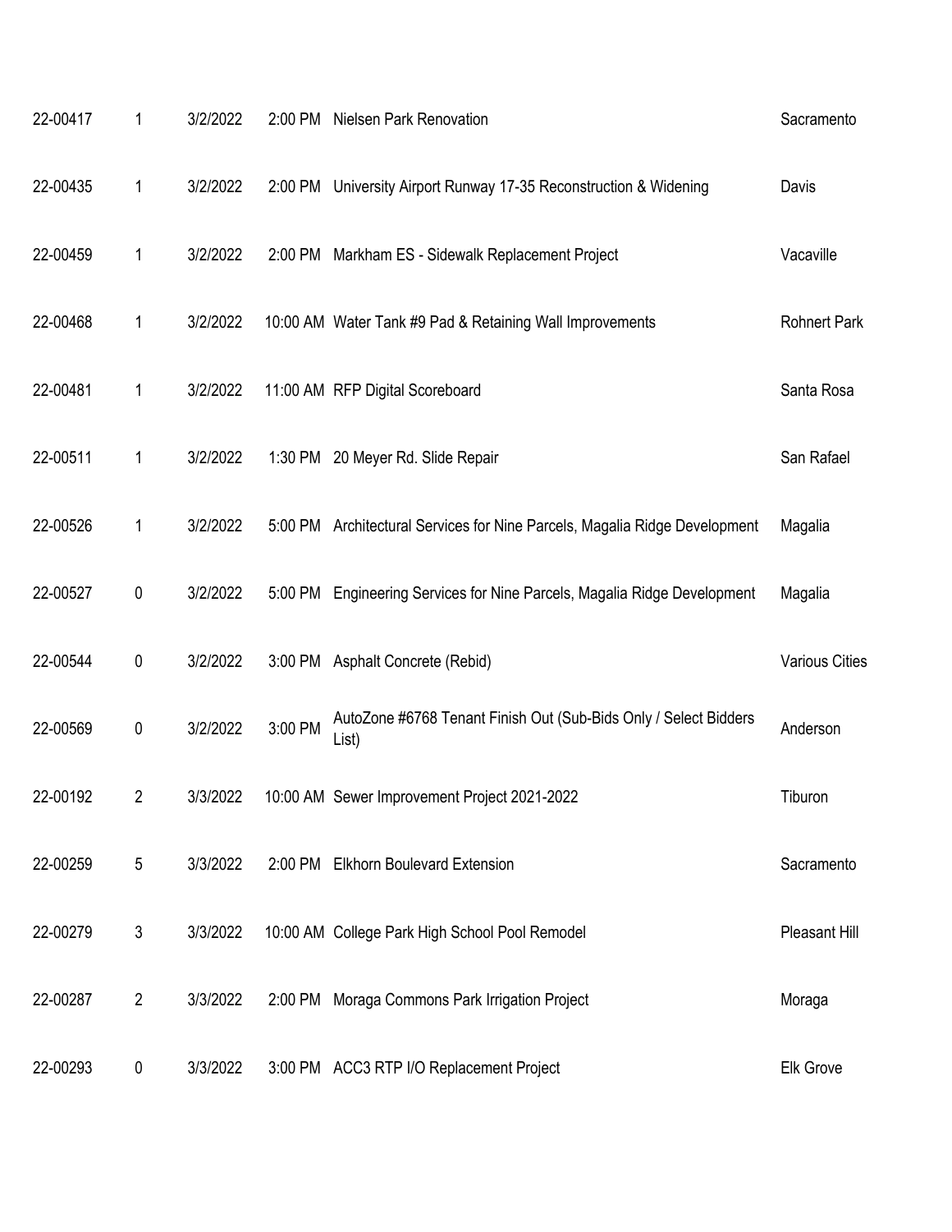| | | | | | |
|---|---|---|---|---|---|
| 22-00417 | 1 | 3/2/2022 | 2:00 PM | Nielsen Park Renovation | Sacramento |
| 22-00435 | 1 | 3/2/2022 | 2:00 PM | University Airport Runway 17-35 Reconstruction & Widening | Davis |
| 22-00459 | 1 | 3/2/2022 | 2:00 PM | Markham ES - Sidewalk Replacement Project | Vacaville |
| 22-00468 | 1 | 3/2/2022 | 10:00 AM | Water Tank #9 Pad & Retaining Wall Improvements | Rohnert Park |
| 22-00481 | 1 | 3/2/2022 | 11:00 AM | RFP Digital Scoreboard | Santa Rosa |
| 22-00511 | 1 | 3/2/2022 | 1:30 PM | 20 Meyer Rd. Slide Repair | San Rafael |
| 22-00526 | 1 | 3/2/2022 | 5:00 PM | Architectural Services for Nine Parcels, Magalia Ridge Development | Magalia |
| 22-00527 | 0 | 3/2/2022 | 5:00 PM | Engineering Services for Nine Parcels, Magalia Ridge Development | Magalia |
| 22-00544 | 0 | 3/2/2022 | 3:00 PM | Asphalt Concrete (Rebid) | Various Cities |
| 22-00569 | 0 | 3/2/2022 | 3:00 PM | AutoZone #6768 Tenant Finish Out (Sub-Bids Only / Select Bidders List) | Anderson |
| 22-00192 | 2 | 3/3/2022 | 10:00 AM | Sewer Improvement Project 2021-2022 | Tiburon |
| 22-00259 | 5 | 3/3/2022 | 2:00 PM | Elkhorn Boulevard Extension | Sacramento |
| 22-00279 | 3 | 3/3/2022 | 10:00 AM | College Park High School Pool Remodel | Pleasant Hill |
| 22-00287 | 2 | 3/3/2022 | 2:00 PM | Moraga Commons Park Irrigation Project | Moraga |
| 22-00293 | 0 | 3/3/2022 | 3:00 PM | ACC3 RTP I/O Replacement Project | Elk Grove |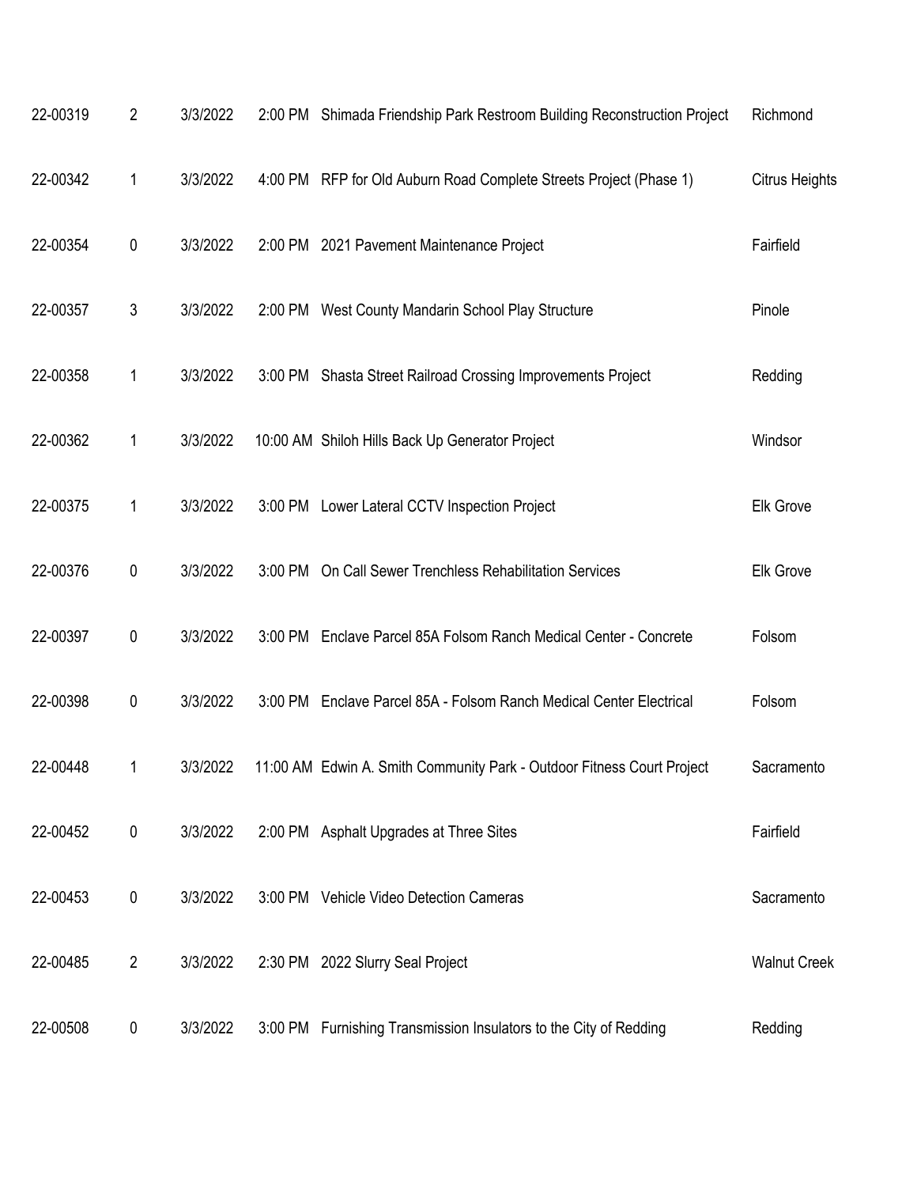| | | | | | |
|---|---|---|---|---|---|
| 22-00319 | 2 | 3/3/2022 | 2:00 PM | Shimada Friendship Park Restroom Building Reconstruction Project | Richmond |
| 22-00342 | 1 | 3/3/2022 | 4:00 PM | RFP for Old Auburn Road Complete Streets Project (Phase 1) | Citrus Heights |
| 22-00354 | 0 | 3/3/2022 | 2:00 PM | 2021 Pavement Maintenance Project | Fairfield |
| 22-00357 | 3 | 3/3/2022 | 2:00 PM | West County Mandarin School Play Structure | Pinole |
| 22-00358 | 1 | 3/3/2022 | 3:00 PM | Shasta Street Railroad Crossing Improvements Project | Redding |
| 22-00362 | 1 | 3/3/2022 | 10:00 AM | Shiloh Hills Back Up Generator Project | Windsor |
| 22-00375 | 1 | 3/3/2022 | 3:00 PM | Lower Lateral CCTV Inspection Project | Elk Grove |
| 22-00376 | 0 | 3/3/2022 | 3:00 PM | On Call Sewer Trenchless Rehabilitation Services | Elk Grove |
| 22-00397 | 0 | 3/3/2022 | 3:00 PM | Enclave Parcel 85A Folsom Ranch Medical Center - Concrete | Folsom |
| 22-00398 | 0 | 3/3/2022 | 3:00 PM | Enclave Parcel 85A - Folsom Ranch Medical Center Electrical | Folsom |
| 22-00448 | 1 | 3/3/2022 | 11:00 AM | Edwin A. Smith Community Park - Outdoor Fitness Court Project | Sacramento |
| 22-00452 | 0 | 3/3/2022 | 2:00 PM | Asphalt Upgrades at Three Sites | Fairfield |
| 22-00453 | 0 | 3/3/2022 | 3:00 PM | Vehicle Video Detection Cameras | Sacramento |
| 22-00485 | 2 | 3/3/2022 | 2:30 PM | 2022 Slurry Seal Project | Walnut Creek |
| 22-00508 | 0 | 3/3/2022 | 3:00 PM | Furnishing Transmission Insulators to the City of Redding | Redding |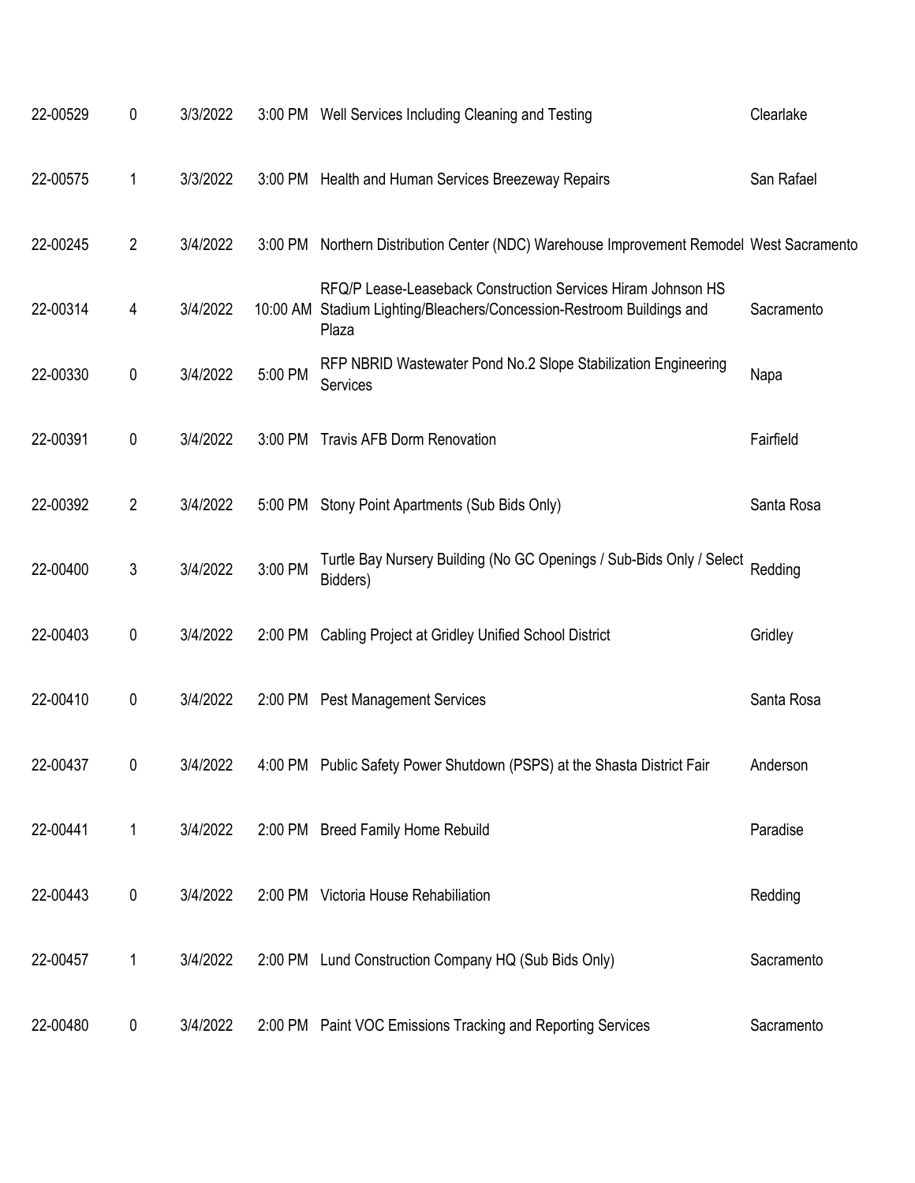| | | | | | |
|---|---|---|---|---|---|
| 22-00529 | 0 | 3/3/2022 | 3:00 PM | Well Services Including Cleaning and Testing | Clearlake |
| 22-00575 | 1 | 3/3/2022 | 3:00 PM | Health and Human Services Breezeway Repairs | San Rafael |
| 22-00245 | 2 | 3/4/2022 | 3:00 PM | Northern Distribution Center (NDC) Warehouse Improvement Remodel | West Sacramento |
| 22-00314 | 4 | 3/4/2022 | 10:00 AM | RFQ/P Lease-Leaseback Construction Services Hiram Johnson HS Stadium Lighting/Bleachers/Concession-Restroom Buildings and Plaza | Sacramento |
| 22-00330 | 0 | 3/4/2022 | 5:00 PM | RFP NBRID Wastewater Pond No.2 Slope Stabilization Engineering Services | Napa |
| 22-00391 | 0 | 3/4/2022 | 3:00 PM | Travis AFB Dorm Renovation | Fairfield |
| 22-00392 | 2 | 3/4/2022 | 5:00 PM | Stony Point Apartments (Sub Bids Only) | Santa Rosa |
| 22-00400 | 3 | 3/4/2022 | 3:00 PM | Turtle Bay Nursery Building (No GC Openings / Sub-Bids Only / Select Bidders) | Redding |
| 22-00403 | 0 | 3/4/2022 | 2:00 PM | Cabling Project at Gridley Unified School District | Gridley |
| 22-00410 | 0 | 3/4/2022 | 2:00 PM | Pest Management Services | Santa Rosa |
| 22-00437 | 0 | 3/4/2022 | 4:00 PM | Public Safety Power Shutdown (PSPS) at the Shasta District Fair | Anderson |
| 22-00441 | 1 | 3/4/2022 | 2:00 PM | Breed Family Home Rebuild | Paradise |
| 22-00443 | 0 | 3/4/2022 | 2:00 PM | Victoria House Rehabiliation | Redding |
| 22-00457 | 1 | 3/4/2022 | 2:00 PM | Lund Construction Company HQ (Sub Bids Only) | Sacramento |
| 22-00480 | 0 | 3/4/2022 | 2:00 PM | Paint VOC Emissions Tracking and Reporting Services | Sacramento |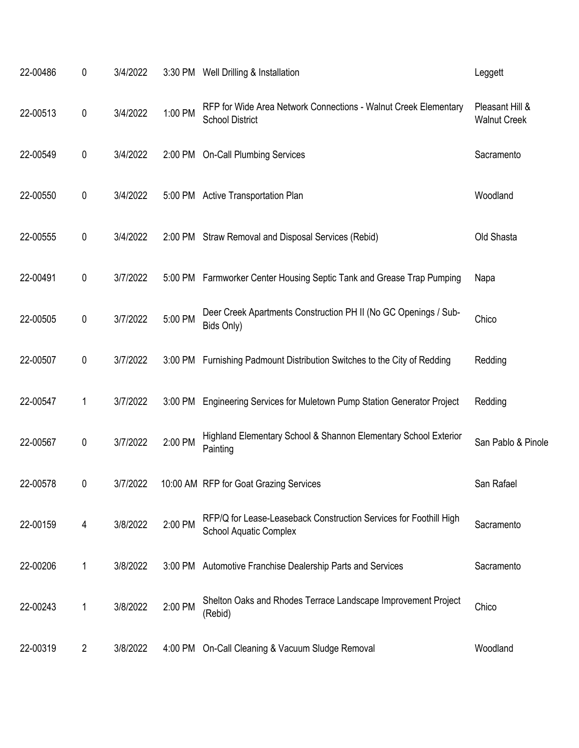| | | | | | |
|---|---|---|---|---|---|
| 22-00486 | 0 | 3/4/2022 | 3:30 PM | Well Drilling & Installation | Leggett |
| 22-00513 | 0 | 3/4/2022 | 1:00 PM | RFP for Wide Area Network Connections - Walnut Creek Elementary School District | Pleasant Hill & Walnut Creek |
| 22-00549 | 0 | 3/4/2022 | 2:00 PM | On-Call Plumbing Services | Sacramento |
| 22-00550 | 0 | 3/4/2022 | 5:00 PM | Active Transportation Plan | Woodland |
| 22-00555 | 0 | 3/4/2022 | 2:00 PM | Straw Removal and Disposal Services (Rebid) | Old Shasta |
| 22-00491 | 0 | 3/7/2022 | 5:00 PM | Farmworker Center Housing Septic Tank and Grease Trap Pumping | Napa |
| 22-00505 | 0 | 3/7/2022 | 5:00 PM | Deer Creek Apartments Construction PH II (No GC Openings / Sub-Bids Only) | Chico |
| 22-00507 | 0 | 3/7/2022 | 3:00 PM | Furnishing Padmount Distribution Switches to the City of Redding | Redding |
| 22-00547 | 1 | 3/7/2022 | 3:00 PM | Engineering Services for Muletown Pump Station Generator Project | Redding |
| 22-00567 | 0 | 3/7/2022 | 2:00 PM | Highland Elementary School & Shannon Elementary School Exterior Painting | San Pablo & Pinole |
| 22-00578 | 0 | 3/7/2022 | 10:00 AM | RFP for Goat Grazing Services | San Rafael |
| 22-00159 | 4 | 3/8/2022 | 2:00 PM | RFP/Q for Lease-Leaseback Construction Services for Foothill High School Aquatic Complex | Sacramento |
| 22-00206 | 1 | 3/8/2022 | 3:00 PM | Automotive Franchise Dealership Parts and Services | Sacramento |
| 22-00243 | 1 | 3/8/2022 | 2:00 PM | Shelton Oaks and Rhodes Terrace Landscape Improvement Project (Rebid) | Chico |
| 22-00319 | 2 | 3/8/2022 | 4:00 PM | On-Call Cleaning & Vacuum Sludge Removal | Woodland |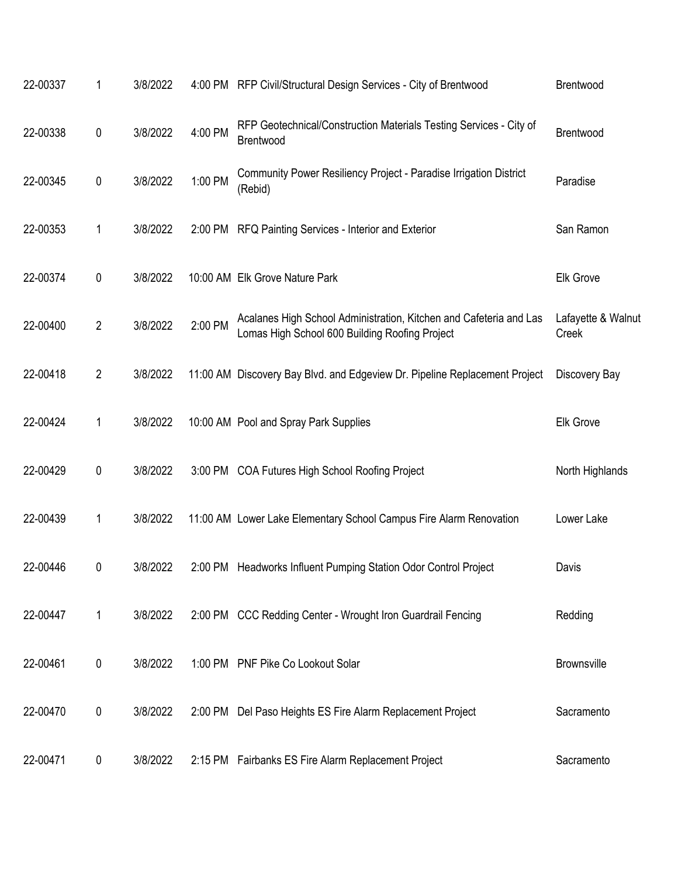| | | | | | |
|---|---|---|---|---|---|
| 22-00337 | 1 | 3/8/2022 | 4:00 PM | RFP Civil/Structural Design Services - City of Brentwood | Brentwood |
| 22-00338 | 0 | 3/8/2022 | 4:00 PM | RFP Geotechnical/Construction Materials Testing Services - City of Brentwood | Brentwood |
| 22-00345 | 0 | 3/8/2022 | 1:00 PM | Community Power Resiliency Project - Paradise Irrigation District (Rebid) | Paradise |
| 22-00353 | 1 | 3/8/2022 | 2:00 PM | RFQ Painting Services - Interior and Exterior | San Ramon |
| 22-00374 | 0 | 3/8/2022 | 10:00 AM | Elk Grove Nature Park | Elk Grove |
| 22-00400 | 2 | 3/8/2022 | 2:00 PM | Acalanes High School Administration, Kitchen and Cafeteria and Las Lomas High School 600 Building Roofing Project | Lafayette & Walnut Creek |
| 22-00418 | 2 | 3/8/2022 | 11:00 AM | Discovery Bay Blvd. and Edgeview Dr. Pipeline Replacement Project | Discovery Bay |
| 22-00424 | 1 | 3/8/2022 | 10:00 AM | Pool and Spray Park Supplies | Elk Grove |
| 22-00429 | 0 | 3/8/2022 | 3:00 PM | COA Futures High School Roofing Project | North Highlands |
| 22-00439 | 1 | 3/8/2022 | 11:00 AM | Lower Lake Elementary School Campus Fire Alarm Renovation | Lower Lake |
| 22-00446 | 0 | 3/8/2022 | 2:00 PM | Headworks Influent Pumping Station Odor Control Project | Davis |
| 22-00447 | 1 | 3/8/2022 | 2:00 PM | CCC Redding Center - Wrought Iron Guardrail Fencing | Redding |
| 22-00461 | 0 | 3/8/2022 | 1:00 PM | PNF Pike Co Lookout Solar | Brownsville |
| 22-00470 | 0 | 3/8/2022 | 2:00 PM | Del Paso Heights ES Fire Alarm Replacement Project | Sacramento |
| 22-00471 | 0 | 3/8/2022 | 2:15 PM | Fairbanks ES Fire Alarm Replacement Project | Sacramento |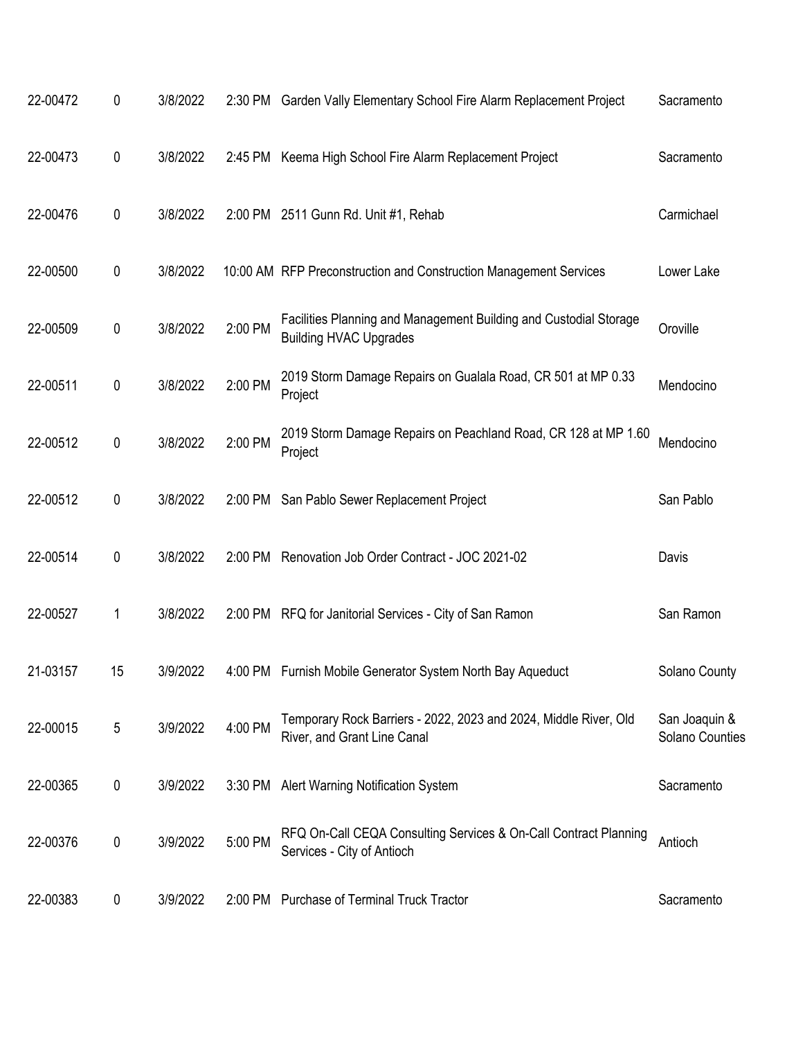| | | | | | |
|---|---|---|---|---|---|
| 22-00472 | 0 | 3/8/2022 | 2:30 PM | Garden Vally Elementary School Fire Alarm Replacement Project | Sacramento |
| 22-00473 | 0 | 3/8/2022 | 2:45 PM | Keema High School Fire Alarm Replacement Project | Sacramento |
| 22-00476 | 0 | 3/8/2022 | 2:00 PM | 2511 Gunn Rd. Unit #1, Rehab | Carmichael |
| 22-00500 | 0 | 3/8/2022 | 10:00 AM | RFP Preconstruction and Construction Management Services | Lower Lake |
| 22-00509 | 0 | 3/8/2022 | 2:00 PM | Facilities Planning and Management Building and Custodial Storage Building HVAC Upgrades | Oroville |
| 22-00511 | 0 | 3/8/2022 | 2:00 PM | 2019 Storm Damage Repairs on Gualala Road, CR 501 at MP 0.33 Project | Mendocino |
| 22-00512 | 0 | 3/8/2022 | 2:00 PM | 2019 Storm Damage Repairs on Peachland Road, CR 128 at MP 1.60 Project | Mendocino |
| 22-00512 | 0 | 3/8/2022 | 2:00 PM | San Pablo Sewer Replacement Project | San Pablo |
| 22-00514 | 0 | 3/8/2022 | 2:00 PM | Renovation Job Order Contract - JOC 2021-02 | Davis |
| 22-00527 | 1 | 3/8/2022 | 2:00 PM | RFQ for Janitorial Services - City of San Ramon | San Ramon |
| 21-03157 | 15 | 3/9/2022 | 4:00 PM | Furnish Mobile Generator System North Bay Aqueduct | Solano County |
| 22-00015 | 5 | 3/9/2022 | 4:00 PM | Temporary Rock Barriers - 2022, 2023 and 2024, Middle River, Old River, and Grant Line Canal | San Joaquin & Solano Counties |
| 22-00365 | 0 | 3/9/2022 | 3:30 PM | Alert Warning Notification System | Sacramento |
| 22-00376 | 0 | 3/9/2022 | 5:00 PM | RFQ On-Call CEQA Consulting Services & On-Call Contract Planning Services - City of Antioch | Antioch |
| 22-00383 | 0 | 3/9/2022 | 2:00 PM | Purchase of Terminal Truck Tractor | Sacramento |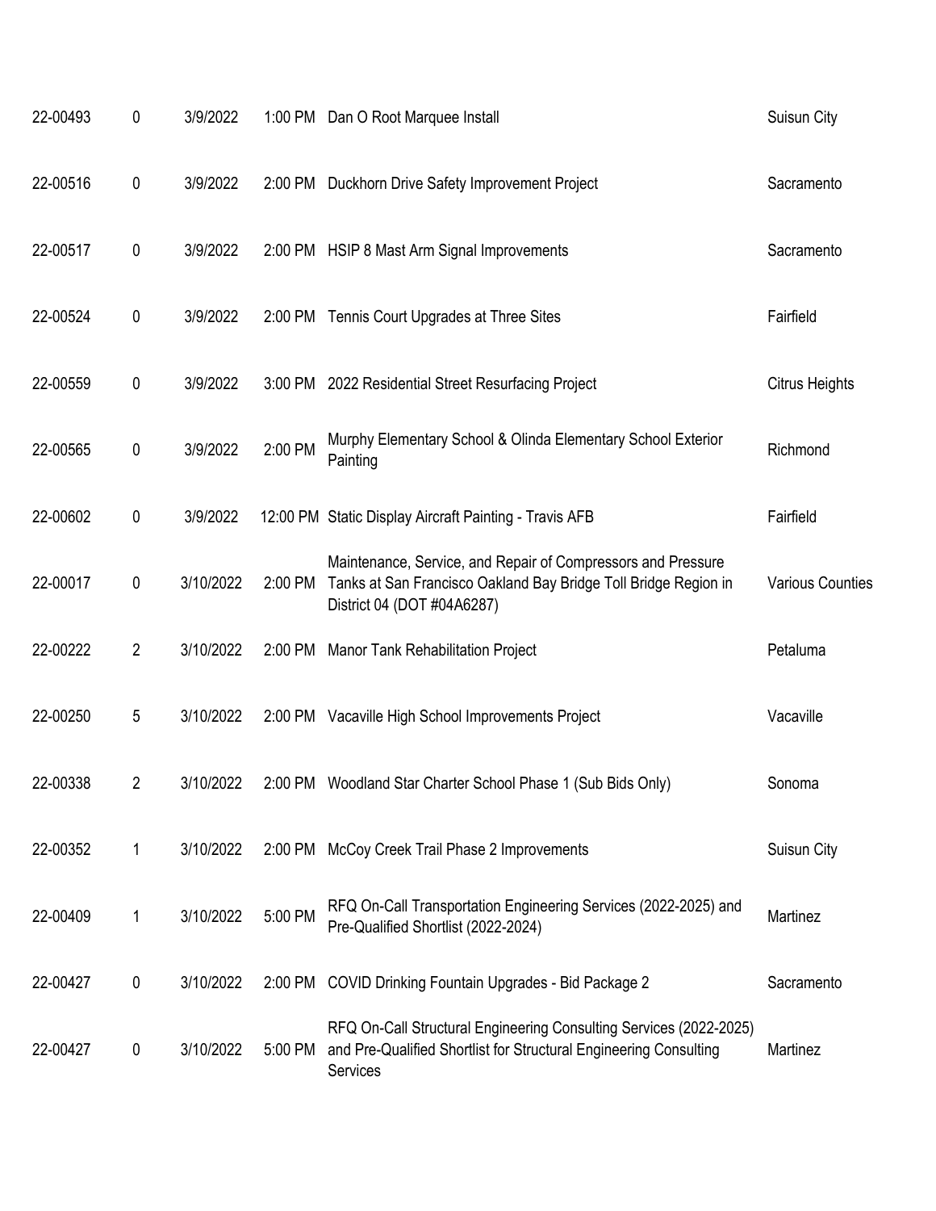| | | | | | |
|---|---|---|---|---|---|
| 22-00493 | 0 | 3/9/2022 | 1:00 PM | Dan O Root Marquee Install | Suisun City |
| 22-00516 | 0 | 3/9/2022 | 2:00 PM | Duckhorn Drive Safety Improvement Project | Sacramento |
| 22-00517 | 0 | 3/9/2022 | 2:00 PM | HSIP 8 Mast Arm Signal Improvements | Sacramento |
| 22-00524 | 0 | 3/9/2022 | 2:00 PM | Tennis Court Upgrades at Three Sites | Fairfield |
| 22-00559 | 0 | 3/9/2022 | 3:00 PM | 2022 Residential Street Resurfacing Project | Citrus Heights |
| 22-00565 | 0 | 3/9/2022 | 2:00 PM | Murphy Elementary School & Olinda Elementary School Exterior Painting | Richmond |
| 22-00602 | 0 | 3/9/2022 | 12:00 PM | Static Display Aircraft Painting - Travis AFB | Fairfield |
| 22-00017 | 0 | 3/10/2022 | 2:00 PM | Maintenance, Service, and Repair of Compressors and Pressure Tanks at San Francisco Oakland Bay Bridge Toll Bridge Region in District 04 (DOT #04A6287) | Various Counties |
| 22-00222 | 2 | 3/10/2022 | 2:00 PM | Manor Tank Rehabilitation Project | Petaluma |
| 22-00250 | 5 | 3/10/2022 | 2:00 PM | Vacaville High School Improvements Project | Vacaville |
| 22-00338 | 2 | 3/10/2022 | 2:00 PM | Woodland Star Charter School Phase 1 (Sub Bids Only) | Sonoma |
| 22-00352 | 1 | 3/10/2022 | 2:00 PM | McCoy Creek Trail Phase 2 Improvements | Suisun City |
| 22-00409 | 1 | 3/10/2022 | 5:00 PM | RFQ On-Call Transportation Engineering Services (2022-2025) and Pre-Qualified Shortlist (2022-2024) | Martinez |
| 22-00427 | 0 | 3/10/2022 | 2:00 PM | COVID Drinking Fountain Upgrades - Bid Package 2 | Sacramento |
| 22-00427 | 0 | 3/10/2022 | 5:00 PM | RFQ On-Call Structural Engineering Consulting Services (2022-2025) and Pre-Qualified Shortlist for Structural Engineering Consulting Services | Martinez |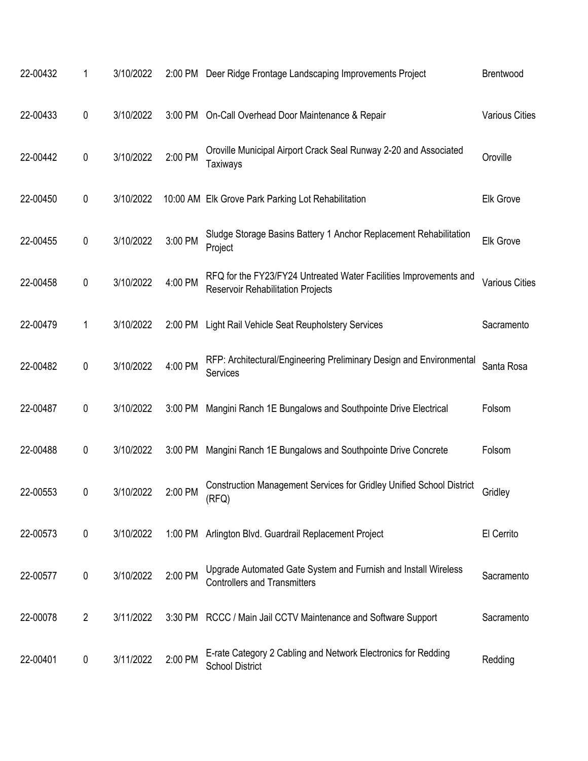| | | | | | |
|---|---|---|---|---|---|
| 22-00432 | 1 | 3/10/2022 | 2:00 PM | Deer Ridge Frontage Landscaping Improvements Project | Brentwood |
| 22-00433 | 0 | 3/10/2022 | 3:00 PM | On-Call Overhead Door Maintenance & Repair | Various Cities |
| 22-00442 | 0 | 3/10/2022 | 2:00 PM | Oroville Municipal Airport Crack Seal Runway 2-20 and Associated Taxiways | Oroville |
| 22-00450 | 0 | 3/10/2022 | 10:00 AM | Elk Grove Park Parking Lot Rehabilitation | Elk Grove |
| 22-00455 | 0 | 3/10/2022 | 3:00 PM | Sludge Storage Basins Battery 1 Anchor Replacement Rehabilitation Project | Elk Grove |
| 22-00458 | 0 | 3/10/2022 | 4:00 PM | RFQ for the FY23/FY24 Untreated Water Facilities Improvements and Reservoir Rehabilitation Projects | Various Cities |
| 22-00479 | 1 | 3/10/2022 | 2:00 PM | Light Rail Vehicle Seat Reupholstery Services | Sacramento |
| 22-00482 | 0 | 3/10/2022 | 4:00 PM | RFP: Architectural/Engineering Preliminary Design and Environmental Services | Santa Rosa |
| 22-00487 | 0 | 3/10/2022 | 3:00 PM | Mangini Ranch 1E Bungalows and Southpointe Drive Electrical | Folsom |
| 22-00488 | 0 | 3/10/2022 | 3:00 PM | Mangini Ranch 1E Bungalows and Southpointe Drive Concrete | Folsom |
| 22-00553 | 0 | 3/10/2022 | 2:00 PM | Construction Management Services for Gridley Unified School District (RFQ) | Gridley |
| 22-00573 | 0 | 3/10/2022 | 1:00 PM | Arlington Blvd. Guardrail Replacement Project | El Cerrito |
| 22-00577 | 0 | 3/10/2022 | 2:00 PM | Upgrade Automated Gate System and Furnish and Install Wireless Controllers and Transmitters | Sacramento |
| 22-00078 | 2 | 3/11/2022 | 3:30 PM | RCCC / Main Jail CCTV Maintenance and Software Support | Sacramento |
| 22-00401 | 0 | 3/11/2022 | 2:00 PM | E-rate Category 2 Cabling and Network Electronics for Redding School District | Redding |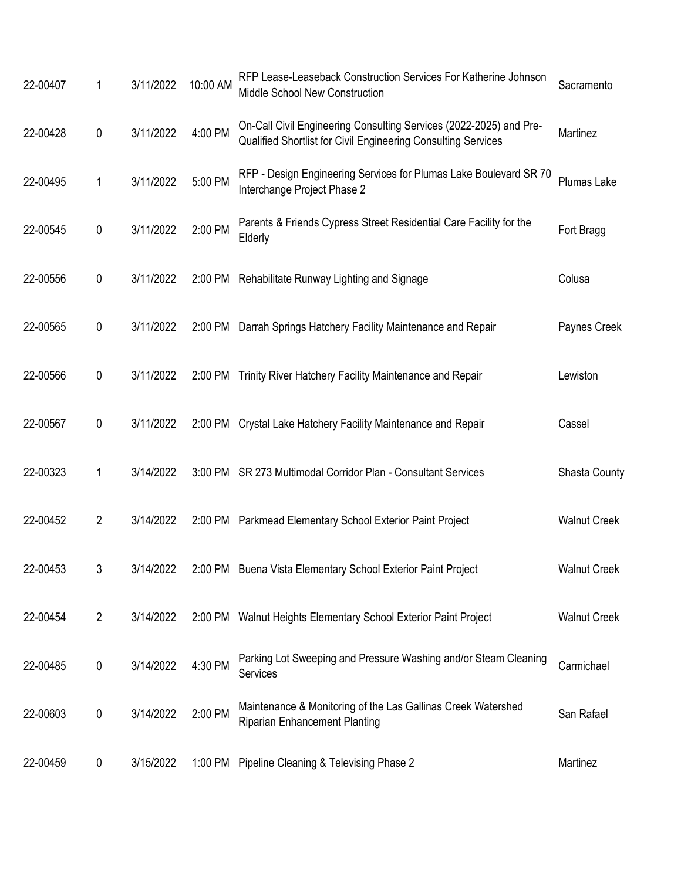| | | | | | |
|---|---|---|---|---|---|
| 22-00407 | 1 | 3/11/2022 | 10:00 AM | RFP Lease-Leaseback Construction Services For Katherine Johnson Middle School New Construction | Sacramento |
| 22-00428 | 0 | 3/11/2022 | 4:00 PM | On-Call Civil Engineering Consulting Services (2022-2025) and Pre-Qualified Shortlist for Civil Engineering Consulting Services | Martinez |
| 22-00495 | 1 | 3/11/2022 | 5:00 PM | RFP - Design Engineering Services for Plumas Lake Boulevard SR 70 Interchange Project Phase 2 | Plumas Lake |
| 22-00545 | 0 | 3/11/2022 | 2:00 PM | Parents & Friends Cypress Street Residential Care Facility for the Elderly | Fort Bragg |
| 22-00556 | 0 | 3/11/2022 | 2:00 PM | Rehabilitate Runway Lighting and Signage | Colusa |
| 22-00565 | 0 | 3/11/2022 | 2:00 PM | Darrah Springs Hatchery Facility Maintenance and Repair | Paynes Creek |
| 22-00566 | 0 | 3/11/2022 | 2:00 PM | Trinity River Hatchery Facility Maintenance and Repair | Lewiston |
| 22-00567 | 0 | 3/11/2022 | 2:00 PM | Crystal Lake Hatchery Facility Maintenance and Repair | Cassel |
| 22-00323 | 1 | 3/14/2022 | 3:00 PM | SR 273 Multimodal Corridor Plan - Consultant Services | Shasta County |
| 22-00452 | 2 | 3/14/2022 | 2:00 PM | Parkmead Elementary School Exterior Paint Project | Walnut Creek |
| 22-00453 | 3 | 3/14/2022 | 2:00 PM | Buena Vista Elementary School Exterior Paint Project | Walnut Creek |
| 22-00454 | 2 | 3/14/2022 | 2:00 PM | Walnut Heights Elementary School Exterior Paint Project | Walnut Creek |
| 22-00485 | 0 | 3/14/2022 | 4:30 PM | Parking Lot Sweeping and Pressure Washing and/or Steam Cleaning Services | Carmichael |
| 22-00603 | 0 | 3/14/2022 | 2:00 PM | Maintenance & Monitoring of the Las Gallinas Creek Watershed Riparian Enhancement Planting | San Rafael |
| 22-00459 | 0 | 3/15/2022 | 1:00 PM | Pipeline Cleaning & Televising Phase 2 | Martinez |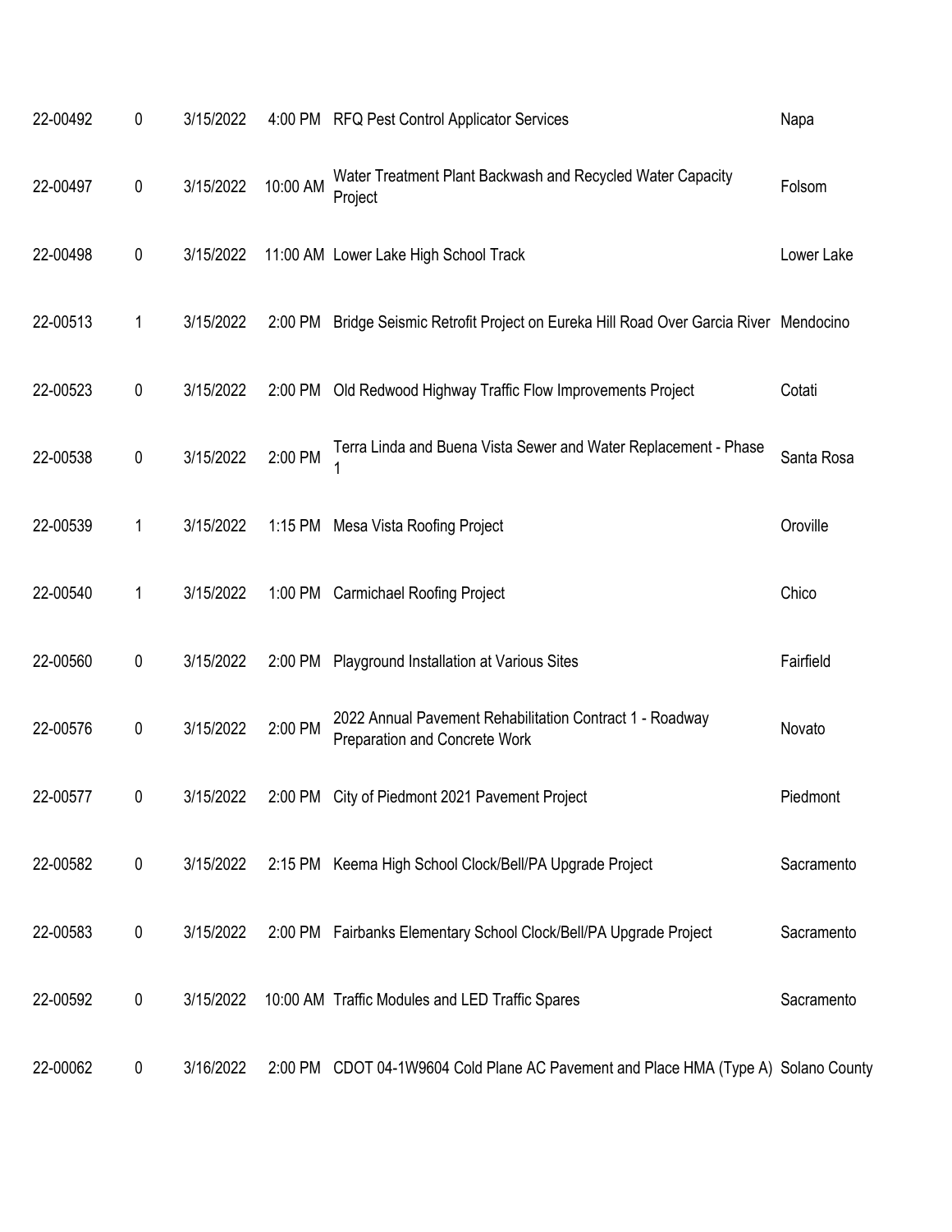| | | | | | |
|---|---|---|---|---|---|
| 22-00492 | 0 | 3/15/2022 | 4:00 PM | RFQ Pest Control Applicator Services | Napa |
| 22-00497 | 0 | 3/15/2022 | 10:00 AM | Water Treatment Plant Backwash and Recycled Water Capacity Project | Folsom |
| 22-00498 | 0 | 3/15/2022 | 11:00 AM | Lower Lake High School Track | Lower Lake |
| 22-00513 | 1 | 3/15/2022 | 2:00 PM | Bridge Seismic Retrofit Project on Eureka Hill Road Over Garcia River | Mendocino |
| 22-00523 | 0 | 3/15/2022 | 2:00 PM | Old Redwood Highway Traffic Flow Improvements Project | Cotati |
| 22-00538 | 0 | 3/15/2022 | 2:00 PM | Terra Linda and Buena Vista Sewer and Water Replacement - Phase 1 | Santa Rosa |
| 22-00539 | 1 | 3/15/2022 | 1:15 PM | Mesa Vista Roofing Project | Oroville |
| 22-00540 | 1 | 3/15/2022 | 1:00 PM | Carmichael Roofing Project | Chico |
| 22-00560 | 0 | 3/15/2022 | 2:00 PM | Playground Installation at Various Sites | Fairfield |
| 22-00576 | 0 | 3/15/2022 | 2:00 PM | 2022 Annual Pavement Rehabilitation Contract 1 - Roadway Preparation and Concrete Work | Novato |
| 22-00577 | 0 | 3/15/2022 | 2:00 PM | City of Piedmont 2021 Pavement Project | Piedmont |
| 22-00582 | 0 | 3/15/2022 | 2:15 PM | Keema High School Clock/Bell/PA Upgrade Project | Sacramento |
| 22-00583 | 0 | 3/15/2022 | 2:00 PM | Fairbanks Elementary School Clock/Bell/PA Upgrade Project | Sacramento |
| 22-00592 | 0 | 3/15/2022 | 10:00 AM | Traffic Modules and LED Traffic Spares | Sacramento |
| 22-00062 | 0 | 3/16/2022 | 2:00 PM | CDOT 04-1W9604 Cold Plane AC Pavement and Place HMA (Type A) | Solano County |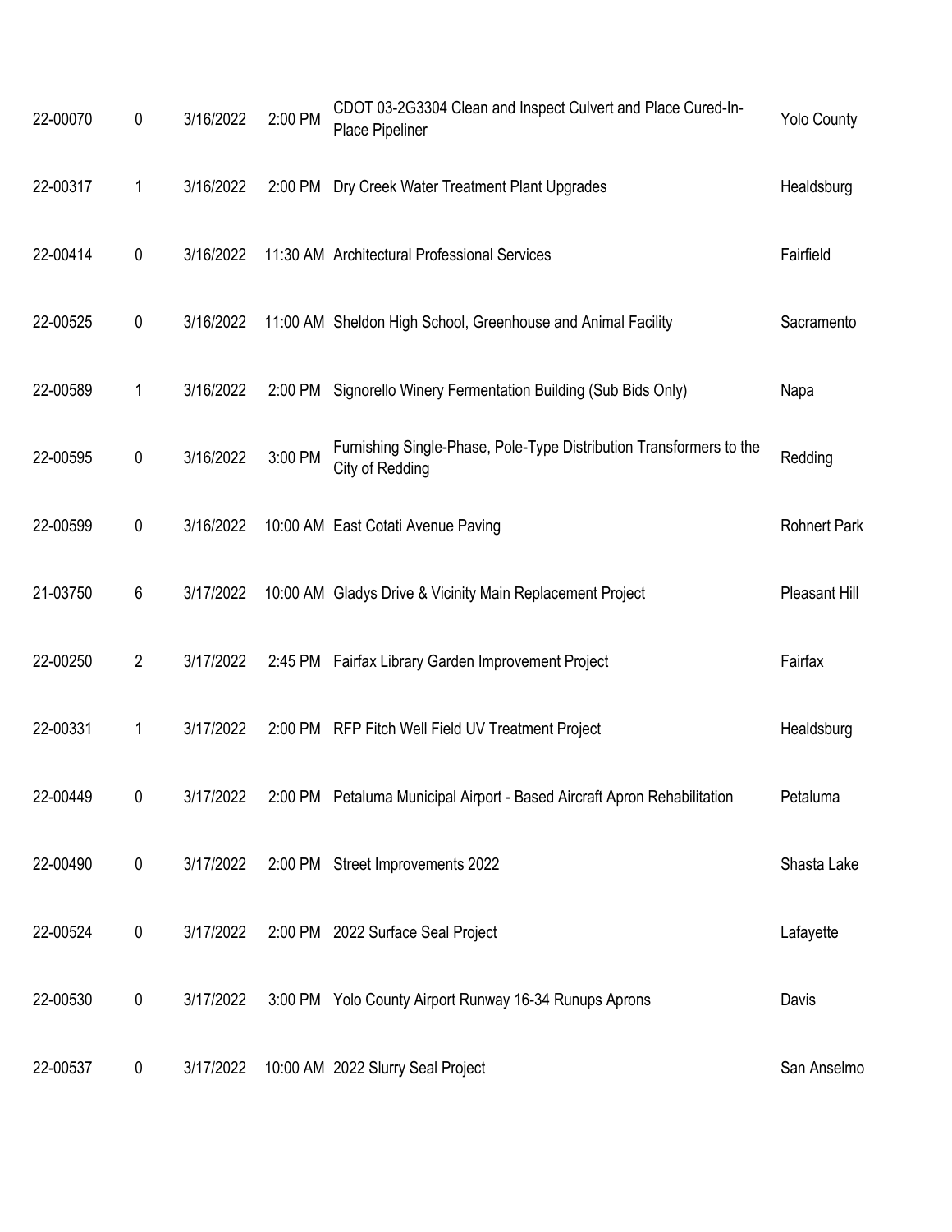| | | | | | |
|---|---|---|---|---|---|
| 22-00070 | 0 | 3/16/2022 | 2:00 PM | CDOT 03-2G3304 Clean and Inspect Culvert and Place Cured-In-Place Pipeliner | Yolo County |
| 22-00317 | 1 | 3/16/2022 | 2:00 PM | Dry Creek Water Treatment Plant Upgrades | Healdsburg |
| 22-00414 | 0 | 3/16/2022 | 11:30 AM | Architectural Professional Services | Fairfield |
| 22-00525 | 0 | 3/16/2022 | 11:00 AM | Sheldon High School, Greenhouse and Animal Facility | Sacramento |
| 22-00589 | 1 | 3/16/2022 | 2:00 PM | Signorello Winery Fermentation Building (Sub Bids Only) | Napa |
| 22-00595 | 0 | 3/16/2022 | 3:00 PM | Furnishing Single-Phase, Pole-Type Distribution Transformers to the City of Redding | Redding |
| 22-00599 | 0 | 3/16/2022 | 10:00 AM | East Cotati Avenue Paving | Rohnert Park |
| 21-03750 | 6 | 3/17/2022 | 10:00 AM | Gladys Drive & Vicinity Main Replacement Project | Pleasant Hill |
| 22-00250 | 2 | 3/17/2022 | 2:45 PM | Fairfax Library Garden Improvement Project | Fairfax |
| 22-00331 | 1 | 3/17/2022 | 2:00 PM | RFP Fitch Well Field UV Treatment Project | Healdsburg |
| 22-00449 | 0 | 3/17/2022 | 2:00 PM | Petaluma Municipal Airport - Based Aircraft Apron Rehabilitation | Petaluma |
| 22-00490 | 0 | 3/17/2022 | 2:00 PM | Street Improvements 2022 | Shasta Lake |
| 22-00524 | 0 | 3/17/2022 | 2:00 PM | 2022 Surface Seal Project | Lafayette |
| 22-00530 | 0 | 3/17/2022 | 3:00 PM | Yolo County Airport Runway 16-34 Runups Aprons | Davis |
| 22-00537 | 0 | 3/17/2022 | 10:00 AM | 2022 Slurry Seal Project | San Anselmo |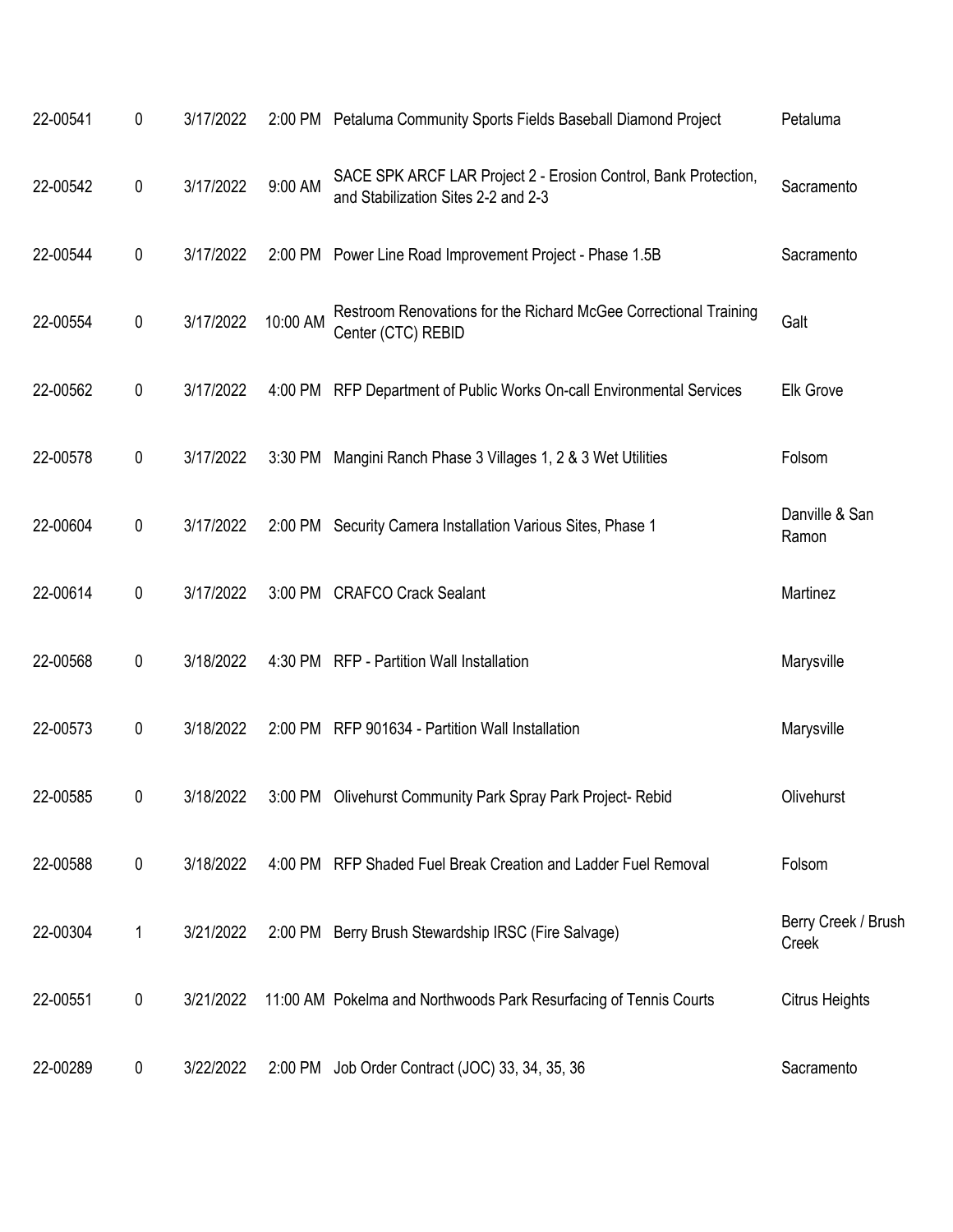| | | | | | |
|---|---|---|---|---|---|
| 22-00541 | 0 | 3/17/2022 | 2:00 PM | Petaluma Community Sports Fields Baseball Diamond Project | Petaluma |
| 22-00542 | 0 | 3/17/2022 | 9:00 AM | SACE SPK ARCF LAR Project 2 - Erosion Control, Bank Protection, and Stabilization Sites 2-2 and 2-3 | Sacramento |
| 22-00544 | 0 | 3/17/2022 | 2:00 PM | Power Line Road Improvement Project - Phase 1.5B | Sacramento |
| 22-00554 | 0 | 3/17/2022 | 10:00 AM | Restroom Renovations for the Richard McGee Correctional Training Center (CTC) REBID | Galt |
| 22-00562 | 0 | 3/17/2022 | 4:00 PM | RFP Department of Public Works On-call Environmental Services | Elk Grove |
| 22-00578 | 0 | 3/17/2022 | 3:30 PM | Mangini Ranch Phase 3 Villages 1, 2 & 3 Wet Utilities | Folsom |
| 22-00604 | 0 | 3/17/2022 | 2:00 PM | Security Camera Installation Various Sites, Phase 1 | Danville & San Ramon |
| 22-00614 | 0 | 3/17/2022 | 3:00 PM | CRAFCO Crack Sealant | Martinez |
| 22-00568 | 0 | 3/18/2022 | 4:30 PM | RFP - Partition Wall Installation | Marysville |
| 22-00573 | 0 | 3/18/2022 | 2:00 PM | RFP 901634 - Partition Wall Installation | Marysville |
| 22-00585 | 0 | 3/18/2022 | 3:00 PM | Olivehurst Community Park Spray Park Project- Rebid | Olivehurst |
| 22-00588 | 0 | 3/18/2022 | 4:00 PM | RFP Shaded Fuel Break Creation and Ladder Fuel Removal | Folsom |
| 22-00304 | 1 | 3/21/2022 | 2:00 PM | Berry Brush Stewardship IRSC (Fire Salvage) | Berry Creek / Brush Creek |
| 22-00551 | 0 | 3/21/2022 | 11:00 AM | Pokelma and Northwoods Park Resurfacing of Tennis Courts | Citrus Heights |
| 22-00289 | 0 | 3/22/2022 | 2:00 PM | Job Order Contract (JOC) 33, 34, 35, 36 | Sacramento |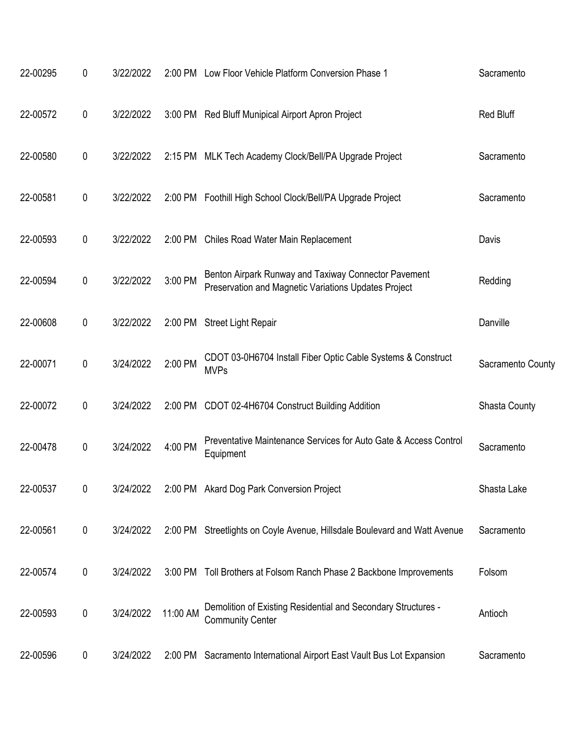| | | | | | |
|---|---|---|---|---|---|
| 22-00295 | 0 | 3/22/2022 | 2:00 PM | Low Floor Vehicle Platform Conversion Phase 1 | Sacramento |
| 22-00572 | 0 | 3/22/2022 | 3:00 PM | Red Bluff Munipical Airport Apron Project | Red Bluff |
| 22-00580 | 0 | 3/22/2022 | 2:15 PM | MLK Tech Academy Clock/Bell/PA Upgrade Project | Sacramento |
| 22-00581 | 0 | 3/22/2022 | 2:00 PM | Foothill High School Clock/Bell/PA Upgrade Project | Sacramento |
| 22-00593 | 0 | 3/22/2022 | 2:00 PM | Chiles Road Water Main Replacement | Davis |
| 22-00594 | 0 | 3/22/2022 | 3:00 PM | Benton Airpark Runway and Taxiway Connector Pavement Preservation and Magnetic Variations Updates Project | Redding |
| 22-00608 | 0 | 3/22/2022 | 2:00 PM | Street Light Repair | Danville |
| 22-00071 | 0 | 3/24/2022 | 2:00 PM | CDOT 03-0H6704 Install Fiber Optic Cable Systems & Construct MVPs | Sacramento County |
| 22-00072 | 0 | 3/24/2022 | 2:00 PM | CDOT 02-4H6704 Construct Building Addition | Shasta County |
| 22-00478 | 0 | 3/24/2022 | 4:00 PM | Preventative Maintenance Services for Auto Gate & Access Control Equipment | Sacramento |
| 22-00537 | 0 | 3/24/2022 | 2:00 PM | Akard Dog Park Conversion Project | Shasta Lake |
| 22-00561 | 0 | 3/24/2022 | 2:00 PM | Streetlights on Coyle Avenue, Hillsdale Boulevard and Watt Avenue | Sacramento |
| 22-00574 | 0 | 3/24/2022 | 3:00 PM | Toll Brothers at Folsom Ranch Phase 2 Backbone Improvements | Folsom |
| 22-00593 | 0 | 3/24/2022 | 11:00 AM | Demolition of Existing Residential and Secondary Structures - Community Center | Antioch |
| 22-00596 | 0 | 3/24/2022 | 2:00 PM | Sacramento International Airport East Vault Bus Lot Expansion | Sacramento |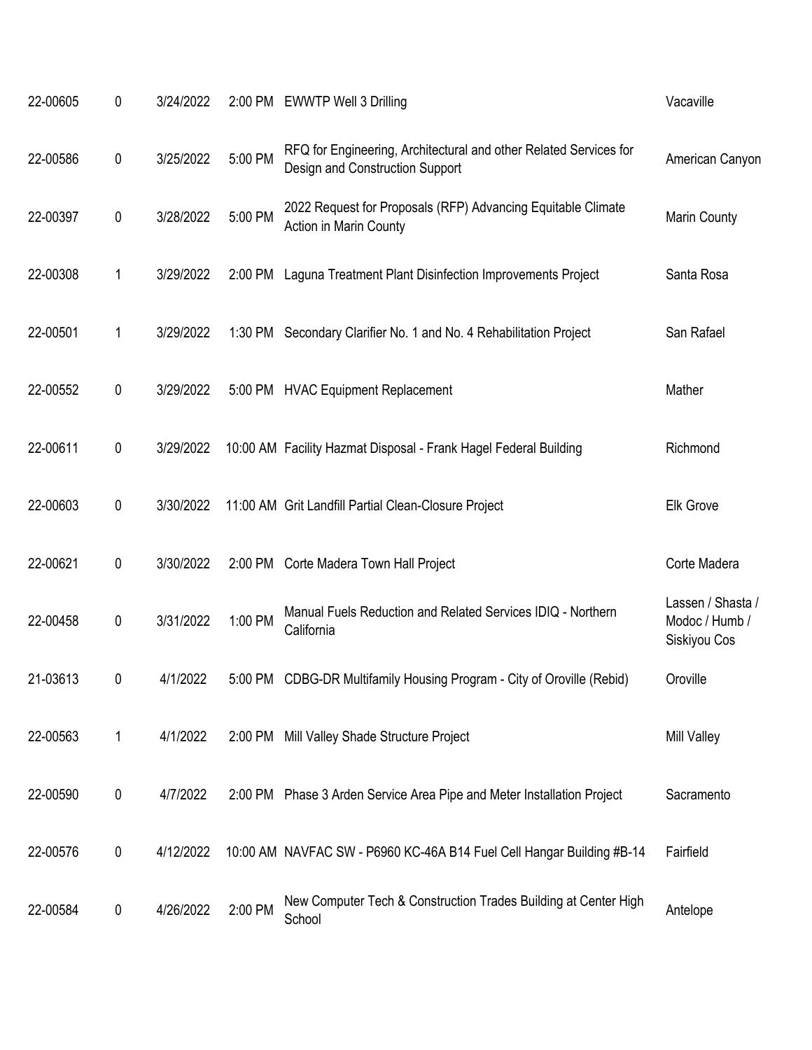| | | | | | |
|---|---|---|---|---|---|
| 22-00605 | 0 | 3/24/2022 | 2:00 PM | EWWTP Well 3 Drilling | Vacaville |
| 22-00586 | 0 | 3/25/2022 | 5:00 PM | RFQ for Engineering, Architectural and other Related Services for Design and Construction Support | American Canyon |
| 22-00397 | 0 | 3/28/2022 | 5:00 PM | 2022 Request for Proposals (RFP) Advancing Equitable Climate Action in Marin County | Marin County |
| 22-00308 | 1 | 3/29/2022 | 2:00 PM | Laguna Treatment Plant Disinfection Improvements Project | Santa Rosa |
| 22-00501 | 1 | 3/29/2022 | 1:30 PM | Secondary Clarifier No. 1 and No. 4 Rehabilitation Project | San Rafael |
| 22-00552 | 0 | 3/29/2022 | 5:00 PM | HVAC Equipment Replacement | Mather |
| 22-00611 | 0 | 3/29/2022 | 10:00 AM | Facility Hazmat Disposal - Frank Hagel Federal Building | Richmond |
| 22-00603 | 0 | 3/30/2022 | 11:00 AM | Grit Landfill Partial Clean-Closure Project | Elk Grove |
| 22-00621 | 0 | 3/30/2022 | 2:00 PM | Corte Madera Town Hall Project | Corte Madera |
| 22-00458 | 0 | 3/31/2022 | 1:00 PM | Manual Fuels Reduction and Related Services IDIQ - Northern California | Lassen / Shasta / Modoc / Humb / Siskiyou Cos |
| 21-03613 | 0 | 4/1/2022 | 5:00 PM | CDBG-DR Multifamily Housing Program - City of Oroville (Rebid) | Oroville |
| 22-00563 | 1 | 4/1/2022 | 2:00 PM | Mill Valley Shade Structure Project | Mill Valley |
| 22-00590 | 0 | 4/7/2022 | 2:00 PM | Phase 3 Arden Service Area Pipe and Meter Installation Project | Sacramento |
| 22-00576 | 0 | 4/12/2022 | 10:00 AM | NAVFAC SW - P6960 KC-46A B14 Fuel Cell Hangar Building #B-14 | Fairfield |
| 22-00584 | 0 | 4/26/2022 | 2:00 PM | New Computer Tech & Construction Trades Building at Center High School | Antelope |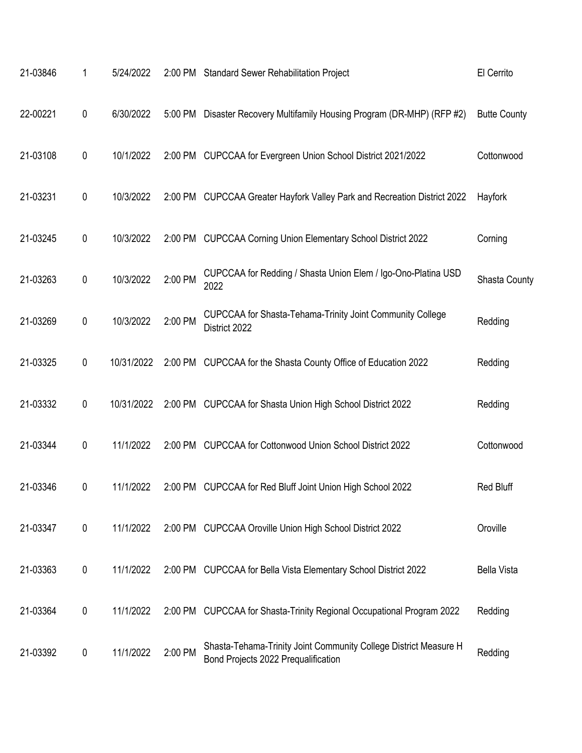| | | | | | |
|---|---|---|---|---|---|
| 21-03846 | 1 | 5/24/2022 | 2:00 PM | Standard Sewer Rehabilitation Project | El Cerrito |
| 22-00221 | 0 | 6/30/2022 | 5:00 PM | Disaster Recovery Multifamily Housing Program (DR-MHP) (RFP #2) | Butte County |
| 21-03108 | 0 | 10/1/2022 | 2:00 PM | CUPCCAA for Evergreen Union School District 2021/2022 | Cottonwood |
| 21-03231 | 0 | 10/3/2022 | 2:00 PM | CUPCCAA Greater Hayfork Valley Park and Recreation District 2022 | Hayfork |
| 21-03245 | 0 | 10/3/2022 | 2:00 PM | CUPCCAA Corning Union Elementary School District 2022 | Corning |
| 21-03263 | 0 | 10/3/2022 | 2:00 PM | CUPCCAA for Redding / Shasta Union Elem / Igo-Ono-Platina USD 2022 | Shasta County |
| 21-03269 | 0 | 10/3/2022 | 2:00 PM | CUPCCAA for Shasta-Tehama-Trinity Joint Community College District 2022 | Redding |
| 21-03325 | 0 | 10/31/2022 | 2:00 PM | CUPCCAA for the Shasta County Office of Education 2022 | Redding |
| 21-03332 | 0 | 10/31/2022 | 2:00 PM | CUPCCAA for Shasta Union High School District 2022 | Redding |
| 21-03344 | 0 | 11/1/2022 | 2:00 PM | CUPCCAA for Cottonwood Union School District 2022 | Cottonwood |
| 21-03346 | 0 | 11/1/2022 | 2:00 PM | CUPCCAA for Red Bluff Joint Union High School 2022 | Red Bluff |
| 21-03347 | 0 | 11/1/2022 | 2:00 PM | CUPCCAA Oroville Union High School District 2022 | Oroville |
| 21-03363 | 0 | 11/1/2022 | 2:00 PM | CUPCCAA for Bella Vista Elementary School District 2022 | Bella Vista |
| 21-03364 | 0 | 11/1/2022 | 2:00 PM | CUPCCAA for Shasta-Trinity Regional Occupational Program 2022 | Redding |
| 21-03392 | 0 | 11/1/2022 | 2:00 PM | Shasta-Tehama-Trinity Joint Community College District Measure H Bond Projects 2022 Prequalification | Redding |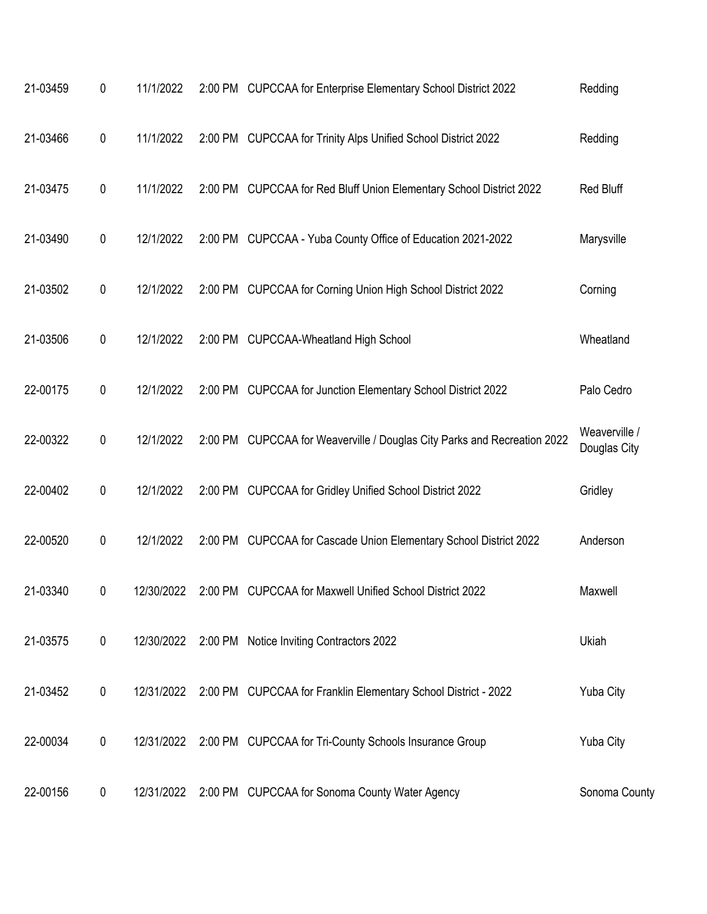| | | | | | |
|---|---|---|---|---|---|
| 21-03459 | 0 | 11/1/2022 | 2:00 PM | CUPCCAA for Enterprise Elementary School District 2022 | Redding |
| 21-03466 | 0 | 11/1/2022 | 2:00 PM | CUPCCAA for Trinity Alps Unified School District 2022 | Redding |
| 21-03475 | 0 | 11/1/2022 | 2:00 PM | CUPCCAA for Red Bluff Union Elementary School District 2022 | Red Bluff |
| 21-03490 | 0 | 12/1/2022 | 2:00 PM | CUPCCAA - Yuba County Office of Education 2021-2022 | Marysville |
| 21-03502 | 0 | 12/1/2022 | 2:00 PM | CUPCCAA for Corning Union High School District 2022 | Corning |
| 21-03506 | 0 | 12/1/2022 | 2:00 PM | CUPCCAA-Wheatland High School | Wheatland |
| 22-00175 | 0 | 12/1/2022 | 2:00 PM | CUPCCAA for Junction Elementary School District 2022 | Palo Cedro |
| 22-00322 | 0 | 12/1/2022 | 2:00 PM | CUPCCAA for Weaverville / Douglas City Parks and Recreation 2022 | Weaverville / Douglas City |
| 22-00402 | 0 | 12/1/2022 | 2:00 PM | CUPCCAA for Gridley Unified School District 2022 | Gridley |
| 22-00520 | 0 | 12/1/2022 | 2:00 PM | CUPCCAA for Cascade Union Elementary School District 2022 | Anderson |
| 21-03340 | 0 | 12/30/2022 | 2:00 PM | CUPCCAA for Maxwell Unified School District 2022 | Maxwell |
| 21-03575 | 0 | 12/30/2022 | 2:00 PM | Notice Inviting Contractors 2022 | Ukiah |
| 21-03452 | 0 | 12/31/2022 | 2:00 PM | CUPCCAA for Franklin Elementary School District - 2022 | Yuba City |
| 22-00034 | 0 | 12/31/2022 | 2:00 PM | CUPCCAA for Tri-County Schools Insurance Group | Yuba City |
| 22-00156 | 0 | 12/31/2022 | 2:00 PM | CUPCCAA for Sonoma County Water Agency | Sonoma County |